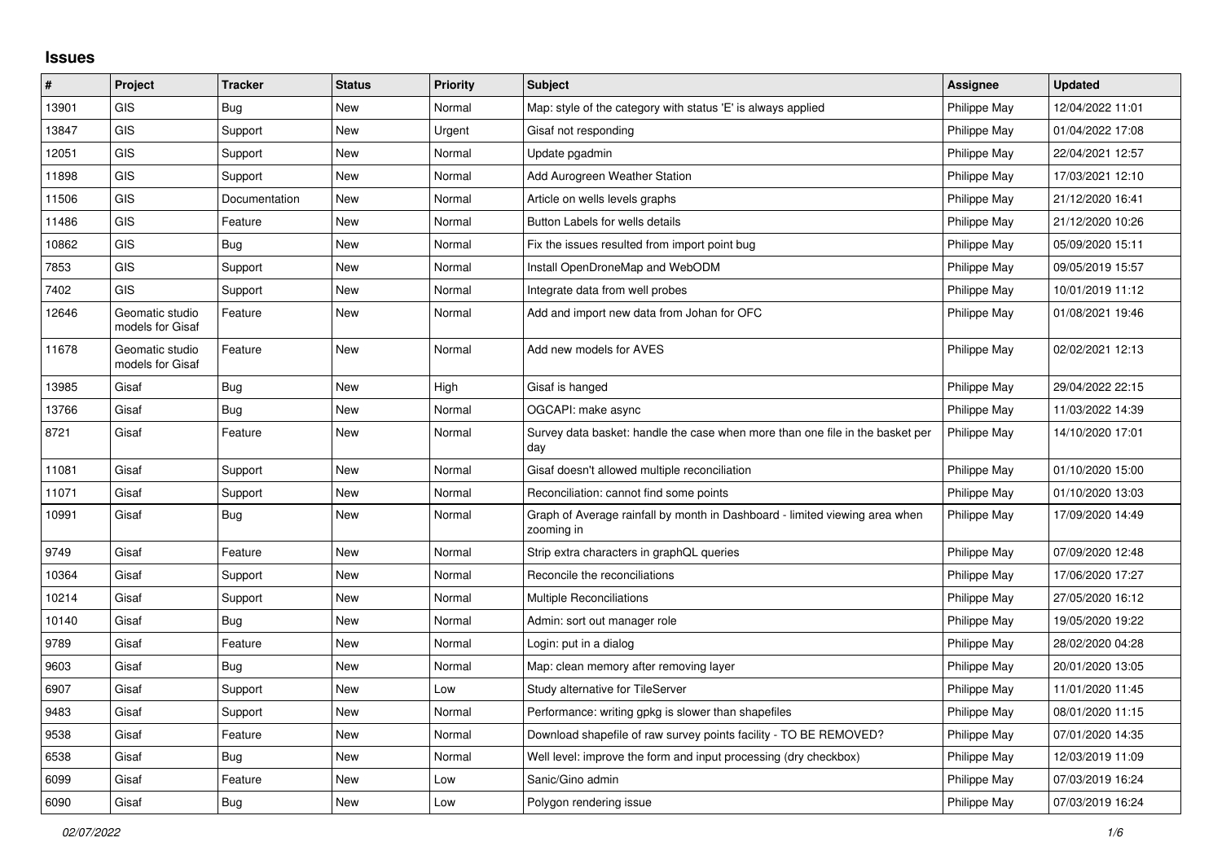# Issues

| # | Project | Tracker | Status | Priority | Subject | Assignee | Updated |
|---|---|---|---|---|---|---|---|
| 13901 | GIS | Bug | New | Normal | Map: style of the category with status 'E' is always applied | Philippe May | 12/04/2022 11:01 |
| 13847 | GIS | Support | New | Urgent | Gisaf not responding | Philippe May | 01/04/2022 17:08 |
| 12051 | GIS | Support | New | Normal | Update pgadmin | Philippe May | 22/04/2021 12:57 |
| 11898 | GIS | Support | New | Normal | Add Aurogreen Weather Station | Philippe May | 17/03/2021 12:10 |
| 11506 | GIS | Documentation | New | Normal | Article on wells levels graphs | Philippe May | 21/12/2020 16:41 |
| 11486 | GIS | Feature | New | Normal | Button Labels for wells details | Philippe May | 21/12/2020 10:26 |
| 10862 | GIS | Bug | New | Normal | Fix the issues resulted from import point bug | Philippe May | 05/09/2020 15:11 |
| 7853 | GIS | Support | New | Normal | Install OpenDroneMap and WebODM | Philippe May | 09/05/2019 15:57 |
| 7402 | GIS | Support | New | Normal | Integrate data from well probes | Philippe May | 10/01/2019 11:12 |
| 12646 | Geomatic studio models for Gisaf | Feature | New | Normal | Add and import new data from Johan for OFC | Philippe May | 01/08/2021 19:46 |
| 11678 | Geomatic studio models for Gisaf | Feature | New | Normal | Add new models for AVES | Philippe May | 02/02/2021 12:13 |
| 13985 | Gisaf | Bug | New | High | Gisaf is hanged | Philippe May | 29/04/2022 22:15 |
| 13766 | Gisaf | Bug | New | Normal | OGCAPI: make async | Philippe May | 11/03/2022 14:39 |
| 8721 | Gisaf | Feature | New | Normal | Survey data basket: handle the case when more than one file in the basket per day | Philippe May | 14/10/2020 17:01 |
| 11081 | Gisaf | Support | New | Normal | Gisaf doesn't allowed multiple reconciliation | Philippe May | 01/10/2020 15:00 |
| 11071 | Gisaf | Support | New | Normal | Reconciliation: cannot find some points | Philippe May | 01/10/2020 13:03 |
| 10991 | Gisaf | Bug | New | Normal | Graph of Average rainfall by month in Dashboard - limited viewing area when zooming in | Philippe May | 17/09/2020 14:49 |
| 9749 | Gisaf | Feature | New | Normal | Strip extra characters in graphQL queries | Philippe May | 07/09/2020 12:48 |
| 10364 | Gisaf | Support | New | Normal | Reconcile the reconciliations | Philippe May | 17/06/2020 17:27 |
| 10214 | Gisaf | Support | New | Normal | Multiple Reconciliations | Philippe May | 27/05/2020 16:12 |
| 10140 | Gisaf | Bug | New | Normal | Admin: sort out manager role | Philippe May | 19/05/2020 19:22 |
| 9789 | Gisaf | Feature | New | Normal | Login: put in a dialog | Philippe May | 28/02/2020 04:28 |
| 9603 | Gisaf | Bug | New | Normal | Map: clean memory after removing layer | Philippe May | 20/01/2020 13:05 |
| 6907 | Gisaf | Support | New | Low | Study alternative for TileServer | Philippe May | 11/01/2020 11:45 |
| 9483 | Gisaf | Support | New | Normal | Performance: writing gpkg is slower than shapefiles | Philippe May | 08/01/2020 11:15 |
| 9538 | Gisaf | Feature | New | Normal | Download shapefile of raw survey points facility - TO BE REMOVED? | Philippe May | 07/01/2020 14:35 |
| 6538 | Gisaf | Bug | New | Normal | Well level: improve the form and input processing (dry checkbox) | Philippe May | 12/03/2019 11:09 |
| 6099 | Gisaf | Feature | New | Low | Sanic/Gino admin | Philippe May | 07/03/2019 16:24 |
| 6090 | Gisaf | Bug | New | Low | Polygon rendering issue | Philippe May | 07/03/2019 16:24 |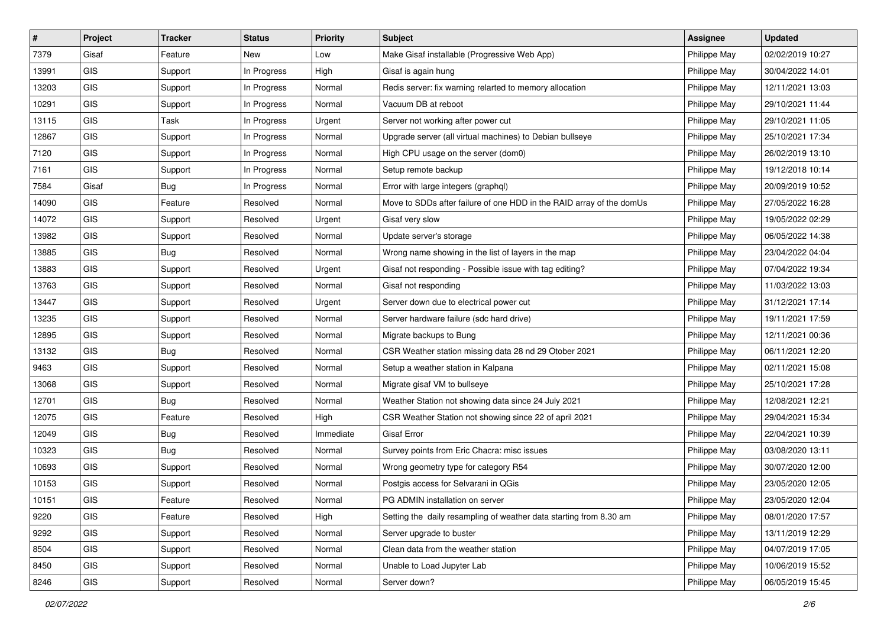| # | Project | Tracker | Status | Priority | Subject | Assignee | Updated |
|---|---|---|---|---|---|---|---|
| 7379 | Gisaf | Feature | New | Low | Make Gisaf installable (Progressive Web App) | Philippe May | 02/02/2019 10:27 |
| 13991 | GIS | Support | In Progress | High | Gisaf is again hung | Philippe May | 30/04/2022 14:01 |
| 13203 | GIS | Support | In Progress | Normal | Redis server: fix warning relarted to memory allocation | Philippe May | 12/11/2021 13:03 |
| 10291 | GIS | Support | In Progress | Normal | Vacuum DB at reboot | Philippe May | 29/10/2021 11:44 |
| 13115 | GIS | Task | In Progress | Urgent | Server not working after power cut | Philippe May | 29/10/2021 11:05 |
| 12867 | GIS | Support | In Progress | Normal | Upgrade server (all virtual machines) to Debian bullseye | Philippe May | 25/10/2021 17:34 |
| 7120 | GIS | Support | In Progress | Normal | High CPU usage on the server (dom0) | Philippe May | 26/02/2019 13:10 |
| 7161 | GIS | Support | In Progress | Normal | Setup remote backup | Philippe May | 19/12/2018 10:14 |
| 7584 | Gisaf | Bug | In Progress | Normal | Error with large integers (graphql) | Philippe May | 20/09/2019 10:52 |
| 14090 | GIS | Feature | Resolved | Normal | Move to SDDs after failure of one HDD in the RAID array of the domUs | Philippe May | 27/05/2022 16:28 |
| 14072 | GIS | Support | Resolved | Urgent | Gisaf very slow | Philippe May | 19/05/2022 02:29 |
| 13982 | GIS | Support | Resolved | Normal | Update server's storage | Philippe May | 06/05/2022 14:38 |
| 13885 | GIS | Bug | Resolved | Normal | Wrong name showing in the list of layers in the map | Philippe May | 23/04/2022 04:04 |
| 13883 | GIS | Support | Resolved | Urgent | Gisaf not responding - Possible issue with tag editing? | Philippe May | 07/04/2022 19:34 |
| 13763 | GIS | Support | Resolved | Normal | Gisaf not responding | Philippe May | 11/03/2022 13:03 |
| 13447 | GIS | Support | Resolved | Urgent | Server down due to electrical power cut | Philippe May | 31/12/2021 17:14 |
| 13235 | GIS | Support | Resolved | Normal | Server hardware failure (sdc hard drive) | Philippe May | 19/11/2021 17:59 |
| 12895 | GIS | Support | Resolved | Normal | Migrate backups to Bung | Philippe May | 12/11/2021 00:36 |
| 13132 | GIS | Bug | Resolved | Normal | CSR Weather station missing data 28 nd 29 Otober 2021 | Philippe May | 06/11/2021 12:20 |
| 9463 | GIS | Support | Resolved | Normal | Setup a weather station in Kalpana | Philippe May | 02/11/2021 15:08 |
| 13068 | GIS | Support | Resolved | Normal | Migrate gisaf VM to bullseye | Philippe May | 25/10/2021 17:28 |
| 12701 | GIS | Bug | Resolved | Normal | Weather Station not showing data since 24 July 2021 | Philippe May | 12/08/2021 12:21 |
| 12075 | GIS | Feature | Resolved | High | CSR Weather Station not showing since 22 of april 2021 | Philippe May | 29/04/2021 15:34 |
| 12049 | GIS | Bug | Resolved | Immediate | Gisaf Error | Philippe May | 22/04/2021 10:39 |
| 10323 | GIS | Bug | Resolved | Normal | Survey points from Eric Chacra: misc issues | Philippe May | 03/08/2020 13:11 |
| 10693 | GIS | Support | Resolved | Normal | Wrong geometry type for category R54 | Philippe May | 30/07/2020 12:00 |
| 10153 | GIS | Support | Resolved | Normal | Postgis access for Selvarani in QGis | Philippe May | 23/05/2020 12:05 |
| 10151 | GIS | Feature | Resolved | Normal | PG ADMIN installation on server | Philippe May | 23/05/2020 12:04 |
| 9220 | GIS | Feature | Resolved | High | Setting the daily resampling of weather data starting from 8.30 am | Philippe May | 08/01/2020 17:57 |
| 9292 | GIS | Support | Resolved | Normal | Server upgrade to buster | Philippe May | 13/11/2019 12:29 |
| 8504 | GIS | Support | Resolved | Normal | Clean data from the weather station | Philippe May | 04/07/2019 17:05 |
| 8450 | GIS | Support | Resolved | Normal | Unable to Load Jupyter Lab | Philippe May | 10/06/2019 15:52 |
| 8246 | GIS | Support | Resolved | Normal | Server down? | Philippe May | 06/05/2019 15:45 |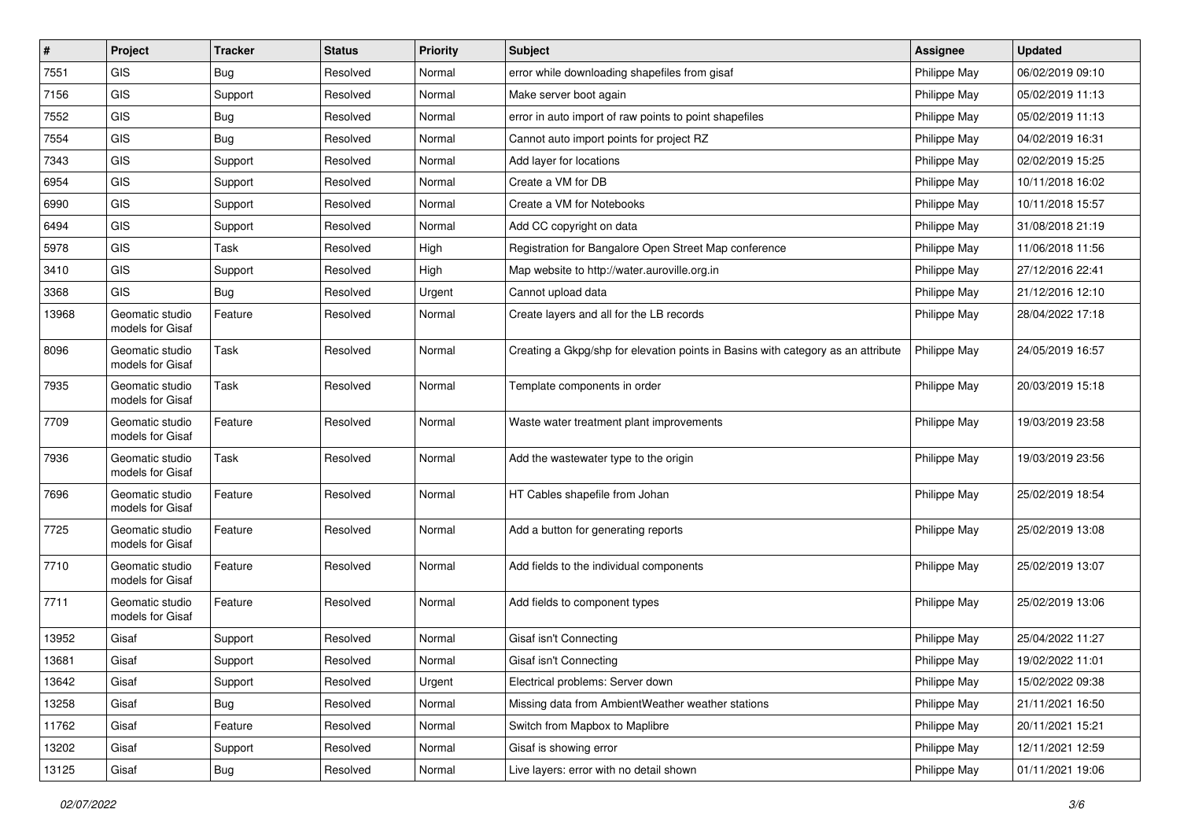| # | Project | Tracker | Status | Priority | Subject | Assignee | Updated |
|---|---|---|---|---|---|---|---|
| 7551 | GIS | Bug | Resolved | Normal | error while downloading shapefiles from gisaf | Philippe May | 06/02/2019 09:10 |
| 7156 | GIS | Support | Resolved | Normal | Make server boot again | Philippe May | 05/02/2019 11:13 |
| 7552 | GIS | Bug | Resolved | Normal | error in auto import of raw points to point shapefiles | Philippe May | 05/02/2019 11:13 |
| 7554 | GIS | Bug | Resolved | Normal | Cannot auto import points for project RZ | Philippe May | 04/02/2019 16:31 |
| 7343 | GIS | Support | Resolved | Normal | Add layer for locations | Philippe May | 02/02/2019 15:25 |
| 6954 | GIS | Support | Resolved | Normal | Create a VM for DB | Philippe May | 10/11/2018 16:02 |
| 6990 | GIS | Support | Resolved | Normal | Create a VM for Notebooks | Philippe May | 10/11/2018 15:57 |
| 6494 | GIS | Support | Resolved | Normal | Add CC copyright on data | Philippe May | 31/08/2018 21:19 |
| 5978 | GIS | Task | Resolved | High | Registration for Bangalore Open Street Map conference | Philippe May | 11/06/2018 11:56 |
| 3410 | GIS | Support | Resolved | High | Map website to http://water.auroville.org.in | Philippe May | 27/12/2016 22:41 |
| 3368 | GIS | Bug | Resolved | Urgent | Cannot upload data | Philippe May | 21/12/2016 12:10 |
| 13968 | Geomatic studio models for Gisaf | Feature | Resolved | Normal | Create layers and all for the LB records | Philippe May | 28/04/2022 17:18 |
| 8096 | Geomatic studio models for Gisaf | Task | Resolved | Normal | Creating a Gkpg/shp for elevation points in Basins with category as an attribute | Philippe May | 24/05/2019 16:57 |
| 7935 | Geomatic studio models for Gisaf | Task | Resolved | Normal | Template components in order | Philippe May | 20/03/2019 15:18 |
| 7709 | Geomatic studio models for Gisaf | Feature | Resolved | Normal | Waste water treatment plant improvements | Philippe May | 19/03/2019 23:58 |
| 7936 | Geomatic studio models for Gisaf | Task | Resolved | Normal | Add the wastewater type to the origin | Philippe May | 19/03/2019 23:56 |
| 7696 | Geomatic studio models for Gisaf | Feature | Resolved | Normal | HT Cables shapefile from Johan | Philippe May | 25/02/2019 18:54 |
| 7725 | Geomatic studio models for Gisaf | Feature | Resolved | Normal | Add a button for generating reports | Philippe May | 25/02/2019 13:08 |
| 7710 | Geomatic studio models for Gisaf | Feature | Resolved | Normal | Add fields to the individual components | Philippe May | 25/02/2019 13:07 |
| 7711 | Geomatic studio models for Gisaf | Feature | Resolved | Normal | Add fields to component types | Philippe May | 25/02/2019 13:06 |
| 13952 | Gisaf | Support | Resolved | Normal | Gisaf isn't Connecting | Philippe May | 25/04/2022 11:27 |
| 13681 | Gisaf | Support | Resolved | Normal | Gisaf isn't Connecting | Philippe May | 19/02/2022 11:01 |
| 13642 | Gisaf | Support | Resolved | Urgent | Electrical problems: Server down | Philippe May | 15/02/2022 09:38 |
| 13258 | Gisaf | Bug | Resolved | Normal | Missing data from AmbientWeather weather stations | Philippe May | 21/11/2021 16:50 |
| 11762 | Gisaf | Feature | Resolved | Normal | Switch from Mapbox to Maplibre | Philippe May | 20/11/2021 15:21 |
| 13202 | Gisaf | Support | Resolved | Normal | Gisaf is showing error | Philippe May | 12/11/2021 12:59 |
| 13125 | Gisaf | Bug | Resolved | Normal | Live layers: error with no detail shown | Philippe May | 01/11/2021 19:06 |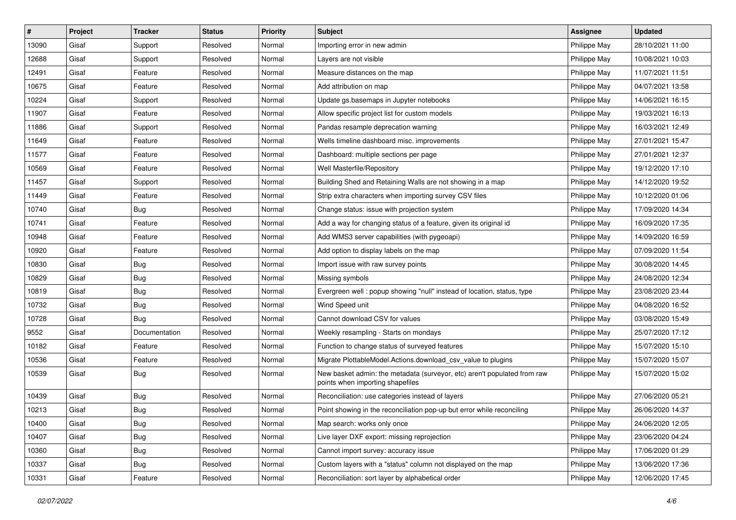| # | Project | Tracker | Status | Priority | Subject | Assignee | Updated |
|---|---|---|---|---|---|---|---|
| 13090 | Gisaf | Support | Resolved | Normal | Importing error in new admin | Philippe May | 28/10/2021 11:00 |
| 12688 | Gisaf | Support | Resolved | Normal | Layers are not visible | Philippe May | 10/08/2021 10:03 |
| 12491 | Gisaf | Feature | Resolved | Normal | Measure distances on the map | Philippe May | 11/07/2021 11:51 |
| 10675 | Gisaf | Feature | Resolved | Normal | Add attribution on map | Philippe May | 04/07/2021 13:58 |
| 10224 | Gisaf | Support | Resolved | Normal | Update gs.basemaps in Jupyter notebooks | Philippe May | 14/06/2021 16:15 |
| 11907 | Gisaf | Feature | Resolved | Normal | Allow specific project list for custom models | Philippe May | 19/03/2021 16:13 |
| 11886 | Gisaf | Support | Resolved | Normal | Pandas resample deprecation warning | Philippe May | 16/03/2021 12:49 |
| 11649 | Gisaf | Feature | Resolved | Normal | Wells timeline dashboard misc. improvements | Philippe May | 27/01/2021 15:47 |
| 11577 | Gisaf | Feature | Resolved | Normal | Dashboard: multiple sections per page | Philippe May | 27/01/2021 12:37 |
| 10569 | Gisaf | Feature | Resolved | Normal | Well Masterfile/Repository | Philippe May | 19/12/2020 17:10 |
| 11457 | Gisaf | Support | Resolved | Normal | Building Shed and Retaining Walls are not showing in a map | Philippe May | 14/12/2020 19:52 |
| 11449 | Gisaf | Feature | Resolved | Normal | Strip extra characters when importing survey CSV files | Philippe May | 10/12/2020 01:06 |
| 10740 | Gisaf | Bug | Resolved | Normal | Change status: issue with projection system | Philippe May | 17/09/2020 14:34 |
| 10741 | Gisaf | Feature | Resolved | Normal | Add a way for changing status of a feature, given its original id | Philippe May | 16/09/2020 17:35 |
| 10948 | Gisaf | Feature | Resolved | Normal | Add WMS3 server capabilities (with pygeoapi) | Philippe May | 14/09/2020 16:59 |
| 10920 | Gisaf | Feature | Resolved | Normal | Add option to display labels on the map | Philippe May | 07/09/2020 11:54 |
| 10830 | Gisaf | Bug | Resolved | Normal | Import issue with raw survey points | Philippe May | 30/08/2020 14:45 |
| 10829 | Gisaf | Bug | Resolved | Normal | Missing symbols | Philippe May | 24/08/2020 12:34 |
| 10819 | Gisaf | Bug | Resolved | Normal | Evergreen well : popup showing "null" instead of location, status, type | Philippe May | 23/08/2020 23:44 |
| 10732 | Gisaf | Bug | Resolved | Normal | Wind Speed unit | Philippe May | 04/08/2020 16:52 |
| 10728 | Gisaf | Bug | Resolved | Normal | Cannot download CSV for values | Philippe May | 03/08/2020 15:49 |
| 9552 | Gisaf | Documentation | Resolved | Normal | Weekly resampling - Starts on mondays | Philippe May | 25/07/2020 17:12 |
| 10182 | Gisaf | Feature | Resolved | Normal | Function to change status of surveyed features | Philippe May | 15/07/2020 15:10 |
| 10536 | Gisaf | Feature | Resolved | Normal | Migrate PlottableModel.Actions.download_csv_value to plugins | Philippe May | 15/07/2020 15:07 |
| 10539 | Gisaf | Bug | Resolved | Normal | New basket admin: the metadata (surveyor, etc) aren't populated from raw points when importing shapefiles | Philippe May | 15/07/2020 15:02 |
| 10439 | Gisaf | Bug | Resolved | Normal | Reconciliation: use categories instead of layers | Philippe May | 27/06/2020 05:21 |
| 10213 | Gisaf | Bug | Resolved | Normal | Point showing in the reconciliation pop-up but error while reconciling | Philippe May | 26/06/2020 14:37 |
| 10400 | Gisaf | Bug | Resolved | Normal | Map search: works only once | Philippe May | 24/06/2020 12:05 |
| 10407 | Gisaf | Bug | Resolved | Normal | Live layer DXF export: missing reprojection | Philippe May | 23/06/2020 04:24 |
| 10360 | Gisaf | Bug | Resolved | Normal | Cannot import survey: accuracy issue | Philippe May | 17/06/2020 01:29 |
| 10337 | Gisaf | Bug | Resolved | Normal | Custom layers with a "status" column not displayed on the map | Philippe May | 13/06/2020 17:36 |
| 10331 | Gisaf | Feature | Resolved | Normal | Reconciliation: sort layer by alphabetical order | Philippe May | 12/06/2020 17:45 |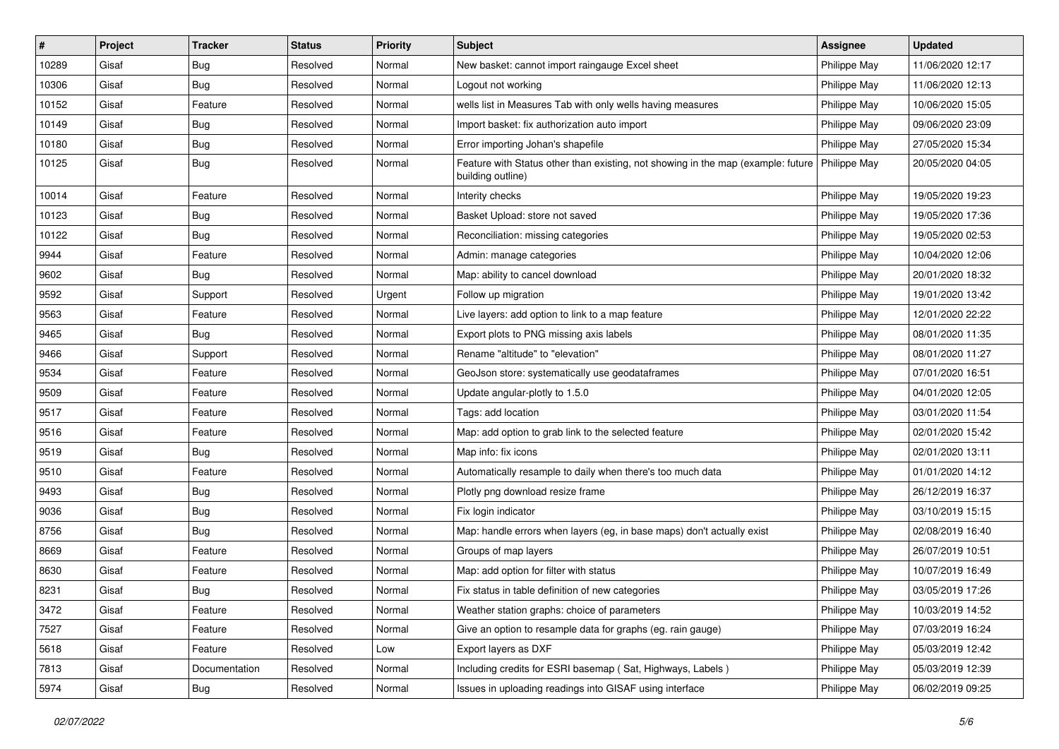| # | Project | Tracker | Status | Priority | Subject | Assignee | Updated |
| --- | --- | --- | --- | --- | --- | --- | --- |
| 10289 | Gisaf | Bug | Resolved | Normal | New basket: cannot import raingauge Excel sheet | Philippe May | 11/06/2020 12:17 |
| 10306 | Gisaf | Bug | Resolved | Normal | Logout not working | Philippe May | 11/06/2020 12:13 |
| 10152 | Gisaf | Feature | Resolved | Normal | wells list in Measures Tab with only wells having measures | Philippe May | 10/06/2020 15:05 |
| 10149 | Gisaf | Bug | Resolved | Normal | Import basket: fix authorization auto import | Philippe May | 09/06/2020 23:09 |
| 10180 | Gisaf | Bug | Resolved | Normal | Error importing Johan's shapefile | Philippe May | 27/05/2020 15:34 |
| 10125 | Gisaf | Bug | Resolved | Normal | Feature with Status other than existing, not showing in the map (example: future building outline) | Philippe May | 20/05/2020 04:05 |
| 10014 | Gisaf | Feature | Resolved | Normal | Interity checks | Philippe May | 19/05/2020 19:23 |
| 10123 | Gisaf | Bug | Resolved | Normal | Basket Upload: store not saved | Philippe May | 19/05/2020 17:36 |
| 10122 | Gisaf | Bug | Resolved | Normal | Reconciliation: missing categories | Philippe May | 19/05/2020 02:53 |
| 9944 | Gisaf | Feature | Resolved | Normal | Admin: manage categories | Philippe May | 10/04/2020 12:06 |
| 9602 | Gisaf | Bug | Resolved | Normal | Map: ability to cancel download | Philippe May | 20/01/2020 18:32 |
| 9592 | Gisaf | Support | Resolved | Urgent | Follow up migration | Philippe May | 19/01/2020 13:42 |
| 9563 | Gisaf | Feature | Resolved | Normal | Live layers: add option to link to a map feature | Philippe May | 12/01/2020 22:22 |
| 9465 | Gisaf | Bug | Resolved | Normal | Export plots to PNG missing axis labels | Philippe May | 08/01/2020 11:35 |
| 9466 | Gisaf | Support | Resolved | Normal | Rename "altitude" to "elevation" | Philippe May | 08/01/2020 11:27 |
| 9534 | Gisaf | Feature | Resolved | Normal | GeoJson store: systematically use geodataframes | Philippe May | 07/01/2020 16:51 |
| 9509 | Gisaf | Feature | Resolved | Normal | Update angular-plotly to 1.5.0 | Philippe May | 04/01/2020 12:05 |
| 9517 | Gisaf | Feature | Resolved | Normal | Tags: add location | Philippe May | 03/01/2020 11:54 |
| 9516 | Gisaf | Feature | Resolved | Normal | Map: add option to grab link to the selected feature | Philippe May | 02/01/2020 15:42 |
| 9519 | Gisaf | Bug | Resolved | Normal | Map info: fix icons | Philippe May | 02/01/2020 13:11 |
| 9510 | Gisaf | Feature | Resolved | Normal | Automatically resample to daily when there's too much data | Philippe May | 01/01/2020 14:12 |
| 9493 | Gisaf | Bug | Resolved | Normal | Plotly png download resize frame | Philippe May | 26/12/2019 16:37 |
| 9036 | Gisaf | Bug | Resolved | Normal | Fix login indicator | Philippe May | 03/10/2019 15:15 |
| 8756 | Gisaf | Bug | Resolved | Normal | Map: handle errors when layers (eg, in base maps) don't actually exist | Philippe May | 02/08/2019 16:40 |
| 8669 | Gisaf | Feature | Resolved | Normal | Groups of map layers | Philippe May | 26/07/2019 10:51 |
| 8630 | Gisaf | Feature | Resolved | Normal | Map: add option for filter with status | Philippe May | 10/07/2019 16:49 |
| 8231 | Gisaf | Bug | Resolved | Normal | Fix status in table definition of new categories | Philippe May | 03/05/2019 17:26 |
| 3472 | Gisaf | Feature | Resolved | Normal | Weather station graphs: choice of parameters | Philippe May | 10/03/2019 14:52 |
| 7527 | Gisaf | Feature | Resolved | Normal | Give an option to resample data for graphs (eg. rain gauge) | Philippe May | 07/03/2019 16:24 |
| 5618 | Gisaf | Feature | Resolved | Low | Export layers as DXF | Philippe May | 05/03/2019 12:42 |
| 7813 | Gisaf | Documentation | Resolved | Normal | Including credits for ESRI basemap ( Sat, Highways, Labels ) | Philippe May | 05/03/2019 12:39 |
| 5974 | Gisaf | Bug | Resolved | Normal | Issues in uploading readings into GISAF using interface | Philippe May | 06/02/2019 09:25 |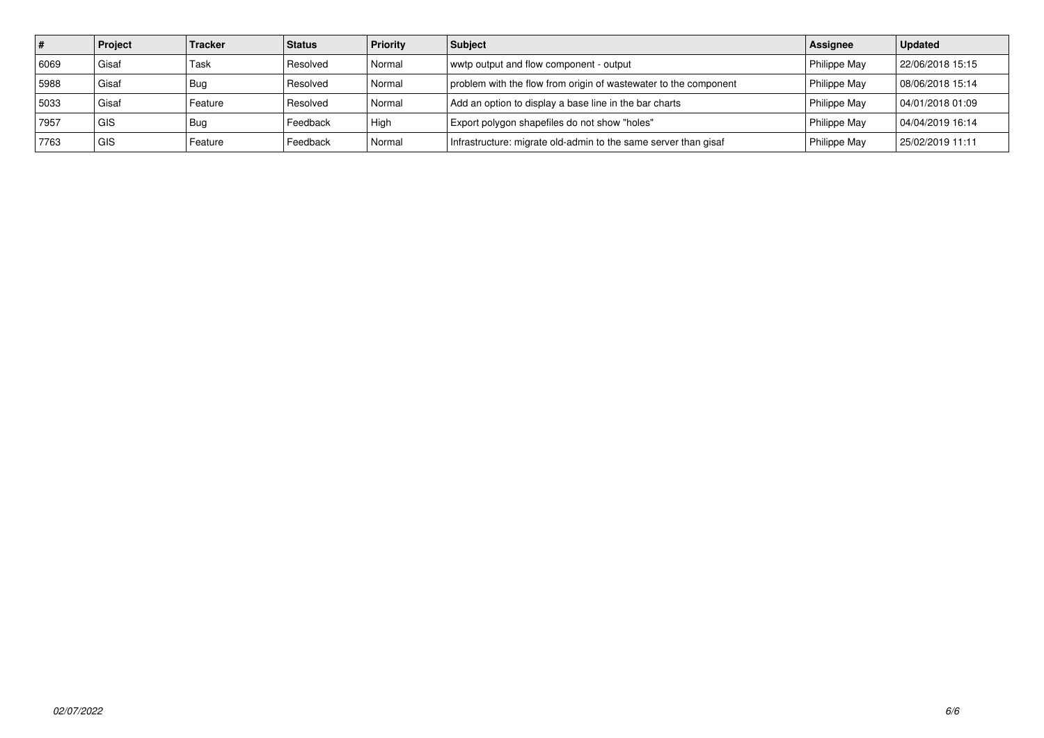| # | Project | Tracker | Status | Priority | Subject | Assignee | Updated |
|---|---|---|---|---|---|---|---|
| 6069 | Gisaf | Task | Resolved | Normal | wwtp output and flow component - output | Philippe May | 22/06/2018 15:15 |
| 5988 | Gisaf | Bug | Resolved | Normal | problem with the flow from origin of wastewater to the component | Philippe May | 08/06/2018 15:14 |
| 5033 | Gisaf | Feature | Resolved | Normal | Add an option to display a base line in the bar charts | Philippe May | 04/01/2018 01:09 |
| 7957 | GIS | Bug | Feedback | High | Export polygon shapefiles do not show "holes" | Philippe May | 04/04/2019 16:14 |
| 7763 | GIS | Feature | Feedback | Normal | Infrastructure: migrate old-admin to the same server than gisaf | Philippe May | 25/02/2019 11:11 |